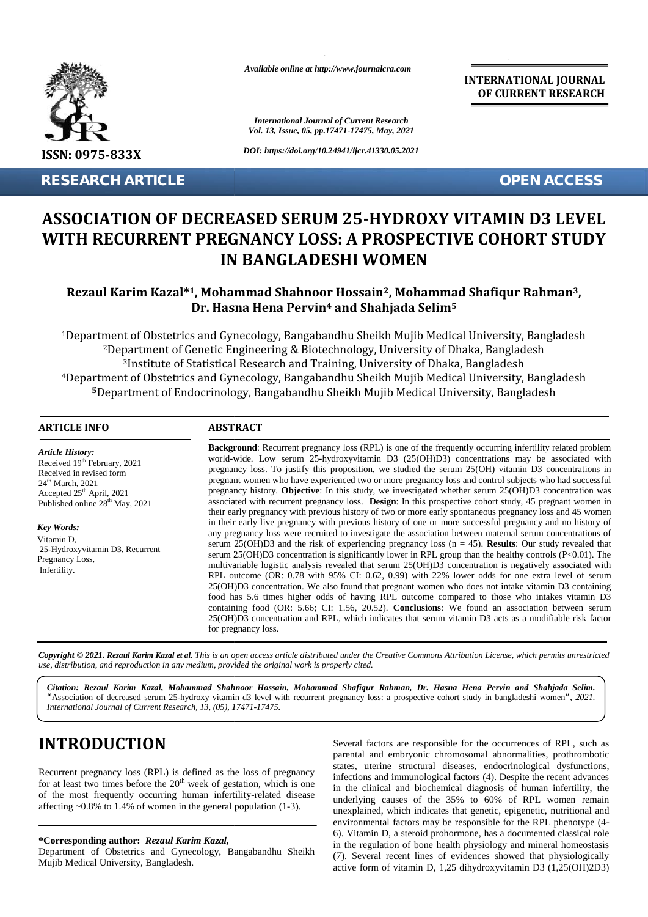*Available online at http://www.journalcra.com*

*International Journal of Current Research*
*Vol. 13, Issue, 05, pp.17471-17475, May, 2021*

*DOI: https://doi.org/10.24941/ijcr.41330.05.2021*

**INTERNATIONAL JOURNAL OF CURRENT RESEARCH**

ISSN: 0975-833X

**RESEARCH ARTICLE** **OPEN ACCESS**

# ASSOCIATION OF DECREASED SERUM 25-HYDROXY VITAMIN D3 LEVEL WITH RECURRENT PREGNANCY LOSS: A PROSPECTIVE COHORT STUDY IN BANGLADESHI WOMEN

**Rezaul Karim Kazal*[1], Mohammad Shahnoor Hossain[2], Mohammad Shafiqur Rahman[3], Dr. Hasna Hena Pervin[4] and Shahjada Selim[5]**

[1]Department of Obstetrics and Gynecology, Bangabandhu Sheikh Mujib Medical University, Bangladesh
[2]Department of Genetic Engineering & Biotechnology, University of Dhaka, Bangladesh
[3]Institute of Statistical Research and Training, University of Dhaka, Bangladesh
[4]Department of Obstetrics and Gynecology, Bangabandhu Sheikh Mujib Medical University, Bangladesh
[5]Department of Endocrinology, Bangabandhu Sheikh Mujib Medical University, Bangladesh

## ARTICLE INFO

*Article History:*
Received 19th February, 2021
Received in revised form
24th March, 2021
Accepted 25th April, 2021
Published online 28th May, 2021

*Key Words:*
Vitamin D,
25-Hydroxyvitamin D3, Recurrent Pregnancy Loss,
Infertility.

## ABSTRACT

**Background**: Recurrent pregnancy loss (RPL) is one of the frequently occurring infertility related problem world-wide. Low serum 25-hydroxyvitamin D3 (25(OH)D3) concentrations may be associated with pregnancy loss. To justify this proposition, we studied the serum 25(OH) vitamin D3 concentrations in pregnant women who have experienced two or more pregnancy loss and control subjects who had successful pregnancy history. **Objective**: In this study, we investigated whether serum 25(OH)D3 concentration was associated with recurrent pregnancy loss. **Design**: In this prospective cohort study, 45 pregnant women in their early pregnancy with previous history of two or more early spontaneous pregnancy loss and 45 women in their early live pregnancy with previous history of one or more successful pregnancy and no history of any pregnancy loss were recruited to investigate the association between maternal serum concentrations of serum 25(OH)D3 and the risk of experiencing pregnancy loss (n = 45). **Results**: Our study revealed that serum 25(OH)D3 concentration is significantly lower in RPL group than the healthy controls ($P<0.01$). The multivariable logistic analysis revealed that serum 25(OH)D3 concentration is negatively associated with RPL outcome (OR: 0.78 with 95% CI: 0.62, 0.99) with 22% lower odds for one extra level of serum 25(OH)D3 concentration. We also found that pregnant women who does not intake vitamin D3 containing food has 5.6 times higher odds of having RPL outcome compared to those who intakes vitamin D3 containing food (OR: 5.66; CI: 1.56, 20.52). **Conclusions**: We found an association between serum 25(OH)D3 concentration and RPL, which indicates that serum vitamin D3 acts as a modifiable risk factor for pregnancy loss.

***Copyright © 2021. Rezaul Karim Kazal et al.*** *This is an open access article distributed under the Creative Commons Attribution License, which permits unrestricted use, distribution, and reproduction in any medium, provided the original work is properly cited.*

***Citation: Rezaul Karim Kazal, Mohammad Shahnoor Hossain, Mohammad Shafiqur Rahman, Dr. Hasna Hena Pervin and Shahjada Selim.*** "Association of decreased serum 25-hydroxy vitamin d3 level with recurrent pregnancy loss: a prospective cohort study in bangladeshi women", *2021. International Journal of Current Research, 13, (05), 17471-17475.*

# INTRODUCTION

Recurrent pregnancy loss (RPL) is defined as the loss of pregnancy for at least two times before the 20th week of gestation, which is one of the most frequently occurring human infertility-related disease affecting ~0.8% to 1.4% of women in the general population (1-3).

Several factors are responsible for the occurrences of RPL, such as parental and embryonic chromosomal abnormalities, prothrombotic states, uterine structural diseases, endocrinological dysfunctions, infections and immunological factors (4). Despite the recent advances in the clinical and biochemical diagnosis of human infertility, the underlying causes of the 35% to 60% of RPL women remain unexplained, which indicates that genetic, epigenetic, nutritional and environmental factors may be responsible for the RPL phenotype (4-6). Vitamin D, a steroid prohormone, has a documented classical role in the regulation of bone health physiology and mineral homeostasis (7). Several recent lines of evidences showed that physiologically active form of vitamin D, 1,25 dihydroxyvitamin D3 (1,25(OH)2D3)

**\*Corresponding author:** ***Rezaul Karim Kazal,***
Department of Obstetrics and Gynecology, Bangabandhu Sheikh Mujib Medical University, Bangladesh.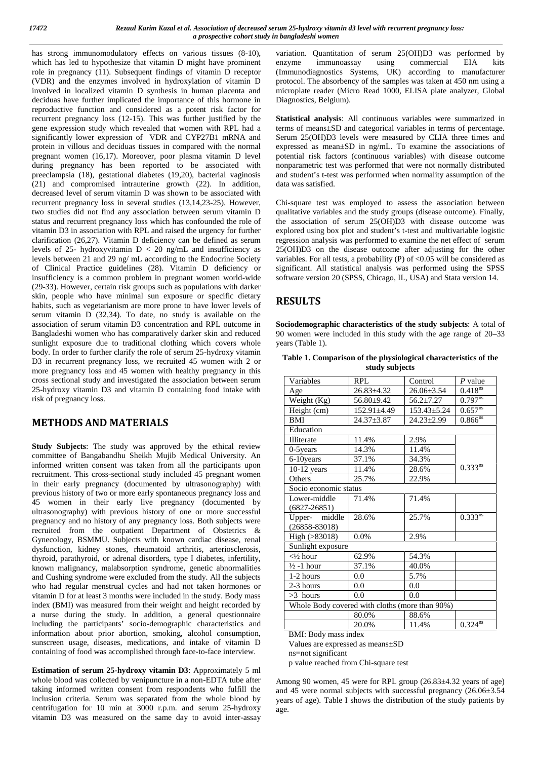has strong immunomodulatory effects on various tissues (8-10), which has led to hypothesize that vitamin D might have prominent role in pregnancy (11). Subsequent findings of vitamin D receptor (VDR) and the enzymes involved in hydroxylation of vitamin D involved in localized vitamin D synthesis in human placenta and deciduas have further implicated the importance of this hormone in reproductive function and considered as a potent risk factor for recurrent pregnancy loss (12-15). This was further justified by the gene expression study which revealed that women with RPL had a significantly lower expression of VDR and CYP27B1 mRNA and protein in villous and deciduas tissues in compared with the normal pregnant women (16,17). Moreover, poor plasma vitamin D level during pregnancy has been reported to be associated with preeclampsia (18), gestational diabetes (19,20), bacterial vaginosis (21) and compromised intrauterine growth (22). In addition, decreased level of serum vitamin D was shown to be associated with recurrent pregnancy loss in several studies (13,14,23-25). However, two studies did not find any association between serum vitamin D status and recurrent pregnancy loss which has confounded the role of vitamin D3 in association with RPL and raised the urgency for further clarification (26,27). Vitamin D deficiency can be defined as serum levels of 25- hydroxyvitamin D < 20 ng/mL and insufficiency as levels between 21 and 29 ng/ mL according to the Endocrine Society of Clinical Practice guidelines (28). Vitamin D deficiency or insufficiency is a common problem in pregnant women world-wide (29-33). However, certain risk groups such as populations with darker skin, people who have minimal sun exposure or specific dietary habits, such as vegetarianism are more prone to have lower levels of serum vitamin D (32,34). To date, no study is available on the association of serum vitamin D3 concentration and RPL outcome in Bangladeshi women who has comparatively darker skin and reduced sunlight exposure due to traditional clothing which covers whole body. In order to further clarify the role of serum 25-hydroxy vitamin D3 in recurrent pregnancy loss, we recruited 45 women with 2 or more pregnancy loss and 45 women with healthy pregnancy in this cross sectional study and investigated the association between serum 25-hydroxy vitamin D3 and vitamin D containing food intake with risk of pregnancy loss.

## METHODS AND MATERIALS

**Study Subjects**: The study was approved by the ethical review committee of Bangabandhu Sheikh Mujib Medical University. An informed written consent was taken from all the participants upon recruitment. This cross-sectional study included 45 pregnant women in their early pregnancy (documented by ultrasonography) with previous history of two or more early spontaneous pregnancy loss and 45 women in their early live pregnancy (documented by ultrasonography) with previous history of one or more successful pregnancy and no history of any pregnancy loss. Both subjects were recruited from the outpatient Department of Obstetrics & Gynecology, BSMMU. Subjects with known cardiac disease, renal dysfunction, kidney stones, rheumatoid arthritis, arteriosclerosis, thyroid, parathyroid, or adrenal disorders, type I diabetes, infertility, known malignancy, malabsorption syndrome, genetic abnormalities and Cushing syndrome were excluded from the study. All the subjects who had regular menstrual cycles and had not taken hormones or vitamin D for at least 3 months were included in the study. Body mass index (BMI) was measured from their weight and height recorded by a nurse during the study. In addition, a general questionnaire including the participants' socio-demographic characteristics and information about prior abortion, smoking, alcohol consumption, sunscreen usage, diseases, medications, and intake of vitamin D containing of food was accomplished through face-to-face interview.

**Estimation of serum 25-hydroxy vitamin D3**: Approximately 5 ml whole blood was collected by venipuncture in a non-EDTA tube after taking informed written consent from respondents who fulfill the inclusion criteria. Serum was separated from the whole blood by centrifugation for 10 min at 3000 r.p.m. and serum 25-hydroxy vitamin D3 was measured on the same day to avoid inter-assay variation. Quantitation of serum 25(OH)D3 was performed by enzyme immunoassay using commercial EIA kits (Immunodiagnostic Systems, UK) according to manufacturer protocol. The absorbency of the samples was taken at 450 nm using a microplate reader (Micro Read 1000, ELISA plate analyzer, Global Diagnostics, Belgium).

**Statistical analysis**: All continuous variables were summarized in terms of means±SD and categorical variables in terms of percentage. Serum 25(OH)D3 levels were measured by CLIA three times and expressed as mean±SD in ng/mL. To examine the associations of potential risk factors (continuous variables) with disease outcome nonparametric test was performed that were not normally distributed and student's t-test was performed when normality assumption of the data was satisfied.

Chi-square test was employed to assess the association between qualitative variables and the study groups (disease outcome). Finally, the association of serum 25(OH)D3 with disease outcome was explored using box plot and student's t-test and multivariable logistic regression analysis was performed to examine the net effect of serum 25(OH)D3 on the disease outcome after adjusting for the other variables. For all tests, a probability (P) of <0.05 will be considered as significant. All statistical analysis was performed using the SPSS software version 20 (SPSS, Chicago, IL, USA) and Stata version 14.

## RESULTS

**Sociodemographic characteristics of the study subjects**: A total of 90 women were included in this study with the age range of 20–33 years (Table 1).

**Table 1. Comparison of the physiological characteristics of the study subjects**

| Variables | RPL | Control | *P* value |
|---|---|---|---|
| Age | 26.83±4.32 | 26.06±3.54 | 0.418[ns] |
| Weight (Kg) | 56.80±9.42 | 56.2±7.27 | 0.797[ns] |
| Height (cm) | 152.91±4.49 | 153.43±5.24 | 0.657[ns] |
| BMI | 24.37±3.87 | 24.23±2.99 | 0.866[ns] |
| Education | | | |
| Illiterate | 11.4% | 2.9% | |
| 0-5years | 14.3% | 11.4% | |
| 6-10years | 37.1% | 34.3% | |
| 10-12 years | 11.4% | 28.6% | 0.333[ns] |
| Others | 25.7% | 22.9% | |
| Socio economic status | | | |
| Lower-middle (6827-26851) | 71.4% | 71.4% | |
| Upper- middle (26858-83018) | 28.6% | 25.7% | 0.333[ns] |
| High (>83018) | 0.0% | 2.9% | |
| Sunlight exposure | | | |
| <½ hour | 62.9% | 54.3% | |
| ½ -1 hour | 37.1% | 40.0% | |
| 1-2 hours | 0.0 | 5.7% | |
| 2-3 hours | 0.0 | 0.0 | |
| >3 hours | 0.0 | 0.0 | |
| Whole Body covered with cloths (more than 90%) | | | |
| | 80.0% | 88.6% | |
| | 20.0% | 11.4% | 0.324[ns] |

BMI: Body mass index
Values are expressed as means±SD
ns=not significant
p value reached from Chi-square test

Among 90 women, 45 were for RPL group (26.83±4.32 years of age) and 45 were normal subjects with successful pregnancy (26.06±3.54 years of age). Table I shows the distribution of the study patients by age.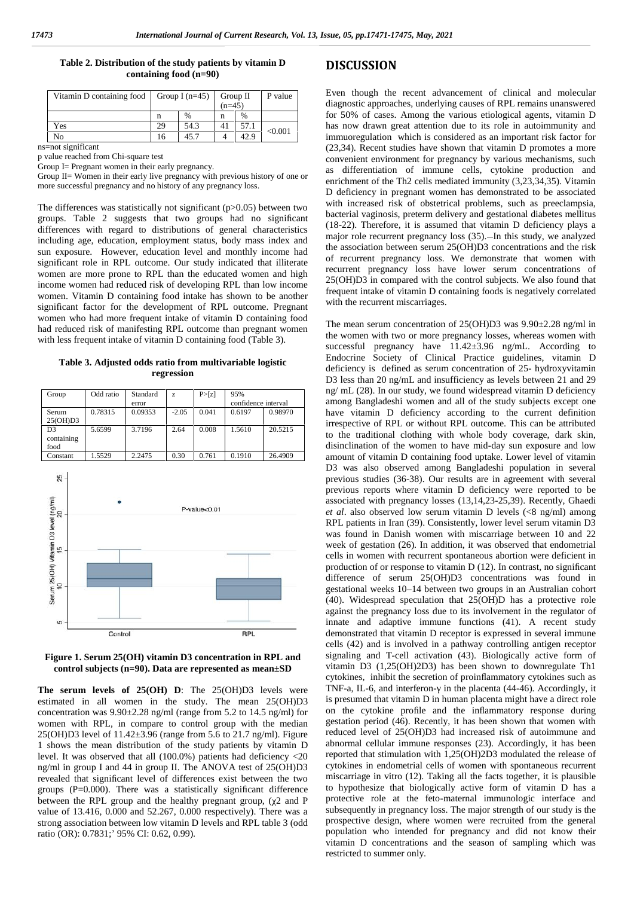**Table 2. Distribution of the study patients by vitamin D containing food (n=90)**

| Vitamin D containing food | Group I (n=45) | | Group II (n=45) | | P value |
|---|---|---|---|---|---|
| | n | % | n | % | |
| Yes | 29 | 54.3 | 41 | 57.1 | <0.001 |
| No | 16 | 45.7 | 4 | 42.9 | |

ns=not significant

p value reached from Chi-square test

Group I= Pregnant women in their early pregnancy.

Group II= Women in their early live pregnancy with previous history of one or more successful pregnancy and no history of any pregnancy loss.

The differences was statistically not significant (p>0.05) between two groups. Table 2 suggests that two groups had no significant differences with regard to distributions of general characteristics including age, education, employment status, body mass index and sun exposure. However, education level and monthly income had significant role in RPL outcome. Our study indicated that illiterate women are more prone to RPL than the educated women and high income women had reduced risk of developing RPL than low income women. Vitamin D containing food intake has shown to be another significant factor for the development of RPL outcome. Pregnant women who had more frequent intake of vitamin D containing food had reduced risk of manifesting RPL outcome than pregnant women with less frequent intake of vitamin D containing food (Table 3).

**Table 3. Adjusted odds ratio from multivariable logistic regression**

| Group | Odd ratio | Standard error | z | P>[z] | 95% confidence interval | |
|---|---|---|---|---|---|---|
| Serum 25(OH)D3 | 0.78315 | 0.09353 | -2.05 | 0.041 | 0.6197 | 0.98970 |
| D3 containing food | 5.6599 | 3.7196 | 2.64 | 0.008 | 1.5610 | 20.5215 |
| Constant | 1.5529 | 2.2475 | 0.30 | 0.761 | 0.1910 | 26.4909 |

**Figure 1. Serum 25(OH) vitamin D3 concentration in RPL and control subjects (n=90). Data are represented as mean±SD**

**The serum levels of 25(OH) D**: The 25(OH)D3 levels were estimated in all women in the study. The mean 25(OH)D3 concentration was 9.90±2.28 ng/ml (range from 5.2 to 14.5 ng/ml) for women with RPL, in compare to control group with the median 25(OH)D3 level of 11.42±3.96 (range from 5.6 to 21.7 ng/ml). Figure 1 shows the mean distribution of the study patients by vitamin D level. It was observed that all (100.0%) patients had deficiency <20 ng/ml in group I and 44 in group II. The ANOVA test of 25(OH)D3 revealed that significant level of differences exist between the two groups (P=0.000). There was a statistically significant difference between the RPL group and the healthy pregnant group, ($\chi$2 and P value of 13.416, 0.000 and 52.267, 0.000 respectively). There was a strong association between low vitamin D levels and RPL table 3 (odd ratio (OR): 0.7831;' 95% CI: 0.62, 0.99).

## DISCUSSION

Even though the recent advancement of clinical and molecular diagnostic approaches, underlying causes of RPL remains unanswered for 50% of cases. Among the various etiological agents, vitamin D has now drawn great attention due to its role in autoimmunity and immuoregulation which is considered as an important risk factor for (23,34). Recent studies have shown that vitamin D promotes a more convenient environment for pregnancy by various mechanisms, such as differentiation of immune cells, cytokine production and enrichment of the Th2 cells mediated immunity (3,23,34,35). Vitamin D deficiency in pregnant women has demonstrated to be associated with increased risk of obstetrical problems, such as preeclampsia, bacterial vaginosis, preterm delivery and gestational diabetes mellitus (18-22). Therefore, it is assumed that vitamin D deficiency plays a major role recurrent pregnancy loss (35).–In this study, we analyzed the association between serum 25(OH)D3 concentrations and the risk of recurrent pregnancy loss. We demonstrate that women with recurrent pregnancy loss have lower serum concentrations of 25(OH)D3 in compared with the control subjects. We also found that frequent intake of vitamin D containing foods is negatively correlated with the recurrent miscarriages.

The mean serum concentration of 25(OH)D3 was 9.90±2.28 ng/ml in the women with two or more pregnancy losses, whereas women with successful pregnancy have 11.42±3.96 ng/mL. According to Endocrine Society of Clinical Practice guidelines, vitamin D deficiency is defined as serum concentration of 25- hydroxyvitamin D3 less than 20 ng/mL and insufficiency as levels between 21 and 29 ng/ mL (28). In our study, we found widespread vitamin D deficiency among Bangladeshi women and all of the study subjects except one have vitamin D deficiency according to the current definition irrespective of RPL or without RPL outcome. This can be attributed to the traditional clothing with whole body coverage, dark skin, disinclination of the women to have mid-day sun exposure and low amount of vitamin D containing food uptake. Lower level of vitamin D3 was also observed among Bangladeshi population in several previous studies (36-38). Our results are in agreement with several previous reports where vitamin D deficiency were reported to be associated with pregnancy losses (13,14,23-25,39). Recently, Ghaedi *et al*. also observed low serum vitamin D levels (<8 ng/ml) among RPL patients in Iran (39). Consistently, lower level serum vitamin D3 was found in Danish women with miscarriage between 10 and 22 week of gestation (26). In addition, it was observed that endometrial cells in women with recurrent spontaneous abortion were deficient in production of or response to vitamin D (12). In contrast, no significant difference of serum 25(OH)D3 concentrations was found in gestational weeks 10–14 between two groups in an Australian cohort (40). Widespread speculation that 25(OH)D has a protective role against the pregnancy loss due to its involvement in the regulator of innate and adaptive immune functions (41). A recent study demonstrated that vitamin D receptor is expressed in several immune cells (42) and is involved in a pathway controlling antigen receptor signaling and T-cell activation (43). Biologically active form of vitamin D3 (1,25(OH)2D3) has been shown to downregulate Th1 cytokines, inhibit the secretion of proinflammatory cytokines such as TNF-a, IL-6, and interferon-γ in the placenta (44-46). Accordingly, it is presumed that vitamin D in human placenta might have a direct role on the cytokine profile and the inflammatory response during gestation period (46). Recently, it has been shown that women with reduced level of 25(OH)D3 had increased risk of autoimmune and abnormal cellular immune responses (23). Accordingly, it has been reported that stimulation with 1,25(OH)2D3 modulated the release of cytokines in endometrial cells of women with spontaneous recurrent miscarriage in vitro (12). Taking all the facts together, it is plausible to hypothesize that biologically active form of vitamin D has a protective role at the feto-maternal immunologic interface and subsequently in pregnancy loss. The major strength of our study is the prospective design, where women were recruited from the general population who intended for pregnancy and did not know their vitamin D concentrations and the season of sampling which was restricted to summer only.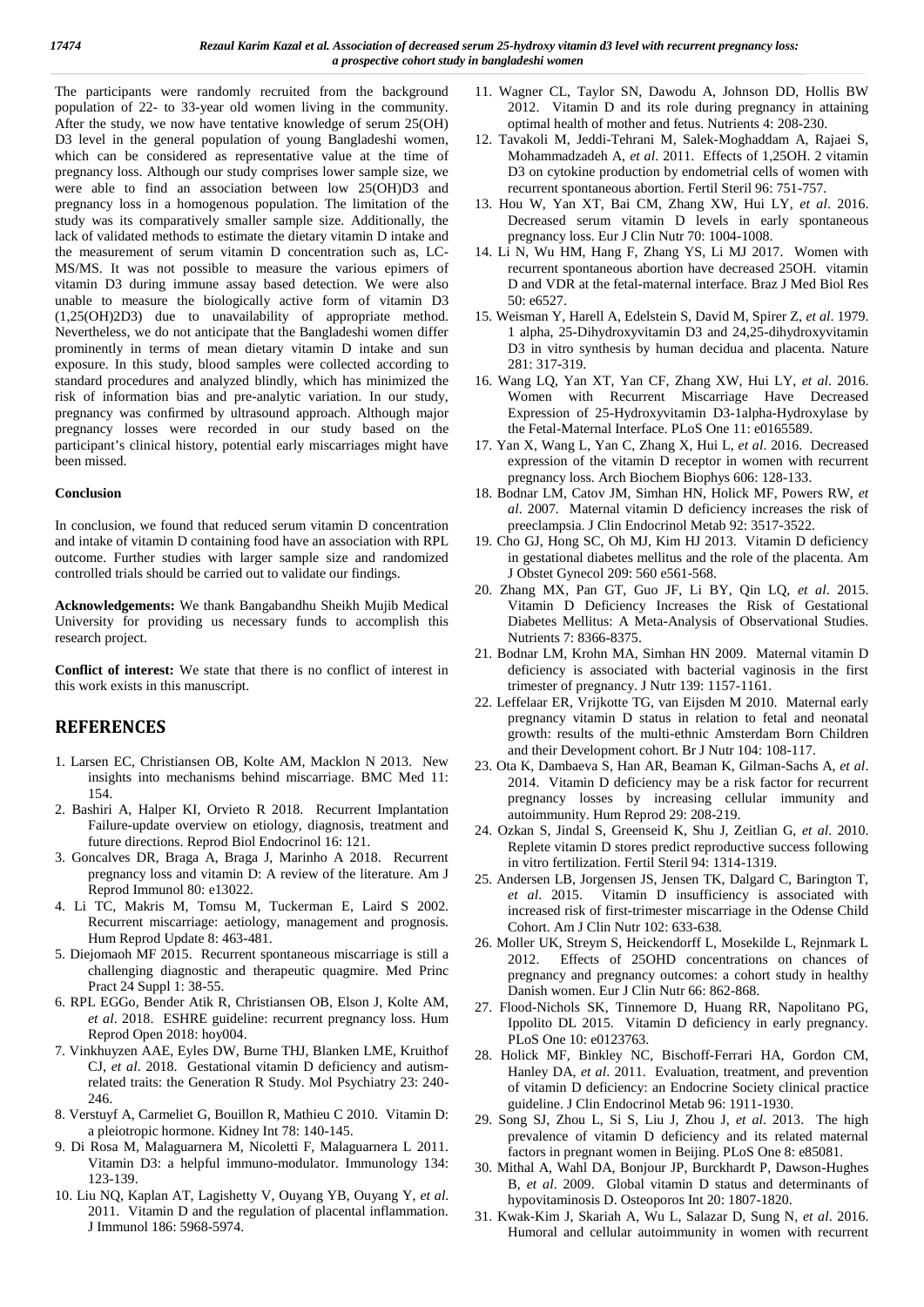The participants were randomly recruited from the background population of 22- to 33-year old women living in the community. After the study, we now have tentative knowledge of serum 25(OH) D3 level in the general population of young Bangladeshi women, which can be considered as representative value at the time of pregnancy loss. Although our study comprises lower sample size, we were able to find an association between low 25(OH)D3 and pregnancy loss in a homogenous population. The limitation of the study was its comparatively smaller sample size. Additionally, the lack of validated methods to estimate the dietary vitamin D intake and the measurement of serum vitamin D concentration such as, LC-MS/MS. It was not possible to measure the various epimers of vitamin D3 during immune assay based detection. We were also unable to measure the biologically active form of vitamin D3 (1,25(OH)2D3) due to unavailability of appropriate method. Nevertheless, we do not anticipate that the Bangladeshi women differ prominently in terms of mean dietary vitamin D intake and sun exposure. In this study, blood samples were collected according to standard procedures and analyzed blindly, which has minimized the risk of information bias and pre-analytic variation. In our study, pregnancy was confirmed by ultrasound approach. Although major pregnancy losses were recorded in our study based on the participant's clinical history, potential early miscarriages might have been missed.

**Conclusion**

In conclusion, we found that reduced serum vitamin D concentration and intake of vitamin D containing food have an association with RPL outcome. Further studies with larger sample size and randomized controlled trials should be carried out to validate our findings.

**Acknowledgements:** We thank Bangabandhu Sheikh Mujib Medical University for providing us necessary funds to accomplish this research project.

**Conflict of interest:** We state that there is no conflict of interest in this work exists in this manuscript.

## REFERENCES

1. Larsen EC, Christiansen OB, Kolte AM, Macklon N 2013. New insights into mechanisms behind miscarriage. BMC Med 11: 154.
2. Bashiri A, Halper KI, Orvieto R 2018. Recurrent Implantation Failure-update overview on etiology, diagnosis, treatment and future directions. Reprod Biol Endocrinol 16: 121.
3. Goncalves DR, Braga A, Braga J, Marinho A 2018. Recurrent pregnancy loss and vitamin D: A review of the literature. Am J Reprod Immunol 80: e13022.
4. Li TC, Makris M, Tomsu M, Tuckerman E, Laird S 2002. Recurrent miscarriage: aetiology, management and prognosis. Hum Reprod Update 8: 463-481.
5. Diejomaoh MF 2015. Recurrent spontaneous miscarriage is still a challenging diagnostic and therapeutic quagmire. Med Princ Pract 24 Suppl 1: 38-55.
6. RPL EGGo, Bender Atik R, Christiansen OB, Elson J, Kolte AM, *et al*. 2018. ESHRE guideline: recurrent pregnancy loss. Hum Reprod Open 2018: hoy004.
7. Vinkhuyzen AAE, Eyles DW, Burne THJ, Blanken LME, Kruithof CJ, *et al*. 2018. Gestational vitamin D deficiency and autism-related traits: the Generation R Study. Mol Psychiatry 23: 240-246.
8. Verstuyf A, Carmeliet G, Bouillon R, Mathieu C 2010. Vitamin D: a pleiotropic hormone. Kidney Int 78: 140-145.
9. Di Rosa M, Malaguarnera M, Nicoletti F, Malaguarnera L 2011. Vitamin D3: a helpful immuno-modulator. Immunology 134: 123-139.
10. Liu NQ, Kaplan AT, Lagishetty V, Ouyang YB, Ouyang Y, *et al*. 2011. Vitamin D and the regulation of placental inflammation. J Immunol 186: 5968-5974.
11. Wagner CL, Taylor SN, Dawodu A, Johnson DD, Hollis BW 2012. Vitamin D and its role during pregnancy in attaining optimal health of mother and fetus. Nutrients 4: 208-230.
12. Tavakoli M, Jeddi-Tehrani M, Salek-Moghaddam A, Rajaei S, Mohammadzadeh A, *et al*. 2011. Effects of 1,25OH. 2 vitamin D3 on cytokine production by endometrial cells of women with recurrent spontaneous abortion. Fertil Steril 96: 751-757.
13. Hou W, Yan XT, Bai CM, Zhang XW, Hui LY, *et al*. 2016. Decreased serum vitamin D levels in early spontaneous pregnancy loss. Eur J Clin Nutr 70: 1004-1008.
14. Li N, Wu HM, Hang F, Zhang YS, Li MJ 2017. Women with recurrent spontaneous abortion have decreased 25OH. vitamin D and VDR at the fetal-maternal interface. Braz J Med Biol Res 50: e6527.
15. Weisman Y, Harell A, Edelstein S, David M, Spirer Z, *et al*. 1979. 1 alpha, 25-Dihydroxyvitamin D3 and 24,25-dihydroxyvitamin D3 in vitro synthesis by human decidua and placenta. Nature 281: 317-319.
16. Wang LQ, Yan XT, Yan CF, Zhang XW, Hui LY, *et al*. 2016. Women with Recurrent Miscarriage Have Decreased Expression of 25-Hydroxyvitamin D3-1alpha-Hydroxylase by the Fetal-Maternal Interface. PLoS One 11: e0165589.
17. Yan X, Wang L, Yan C, Zhang X, Hui L, *et al*. 2016. Decreased expression of the vitamin D receptor in women with recurrent pregnancy loss. Arch Biochem Biophys 606: 128-133.
18. Bodnar LM, Catov JM, Simhan HN, Holick MF, Powers RW, *et al*. 2007. Maternal vitamin D deficiency increases the risk of preeclampsia. J Clin Endocrinol Metab 92: 3517-3522.
19. Cho GJ, Hong SC, Oh MJ, Kim HJ 2013. Vitamin D deficiency in gestational diabetes mellitus and the role of the placenta. Am J Obstet Gynecol 209: 560 e561-568.
20. Zhang MX, Pan GT, Guo JF, Li BY, Qin LQ, *et al*. 2015. Vitamin D Deficiency Increases the Risk of Gestational Diabetes Mellitus: A Meta-Analysis of Observational Studies. Nutrients 7: 8366-8375.
21. Bodnar LM, Krohn MA, Simhan HN 2009. Maternal vitamin D deficiency is associated with bacterial vaginosis in the first trimester of pregnancy. J Nutr 139: 1157-1161.
22. Leffelaar ER, Vrijkotte TG, van Eijsden M 2010. Maternal early pregnancy vitamin D status in relation to fetal and neonatal growth: results of the multi-ethnic Amsterdam Born Children and their Development cohort. Br J Nutr 104: 108-117.
23. Ota K, Dambaeva S, Han AR, Beaman K, Gilman-Sachs A, *et al*. 2014. Vitamin D deficiency may be a risk factor for recurrent pregnancy losses by increasing cellular immunity and autoimmunity. Hum Reprod 29: 208-219.
24. Ozkan S, Jindal S, Greenseid K, Shu J, Zeitlian G, *et al*. 2010. Replete vitamin D stores predict reproductive success following in vitro fertilization. Fertil Steril 94: 1314-1319.
25. Andersen LB, Jorgensen JS, Jensen TK, Dalgard C, Barington T, *et al*. 2015. Vitamin D insufficiency is associated with increased risk of first-trimester miscarriage in the Odense Child Cohort. Am J Clin Nutr 102: 633-638.
26. Moller UK, Streym S, Heickendorff L, Mosekilde L, Rejnmark L 2012. Effects of 25OHD concentrations on chances of pregnancy and pregnancy outcomes: a cohort study in healthy Danish women. Eur J Clin Nutr 66: 862-868.
27. Flood-Nichols SK, Tinnemore D, Huang RR, Napolitano PG, Ippolito DL 2015. Vitamin D deficiency in early pregnancy. PLoS One 10: e0123763.
28. Holick MF, Binkley NC, Bischoff-Ferrari HA, Gordon CM, Hanley DA, *et al*. 2011. Evaluation, treatment, and prevention of vitamin D deficiency: an Endocrine Society clinical practice guideline. J Clin Endocrinol Metab 96: 1911-1930.
29. Song SJ, Zhou L, Si S, Liu J, Zhou J, *et al*. 2013. The high prevalence of vitamin D deficiency and its related maternal factors in pregnant women in Beijing. PLoS One 8: e85081.
30. Mithal A, Wahl DA, Bonjour JP, Burckhardt P, Dawson-Hughes B, *et al*. 2009. Global vitamin D status and determinants of hypovitaminosis D. Osteoporos Int 20: 1807-1820.
31. Kwak-Kim J, Skariah A, Wu L, Salazar D, Sung N, *et al*. 2016. Humoral and cellular autoimmunity in women with recurrent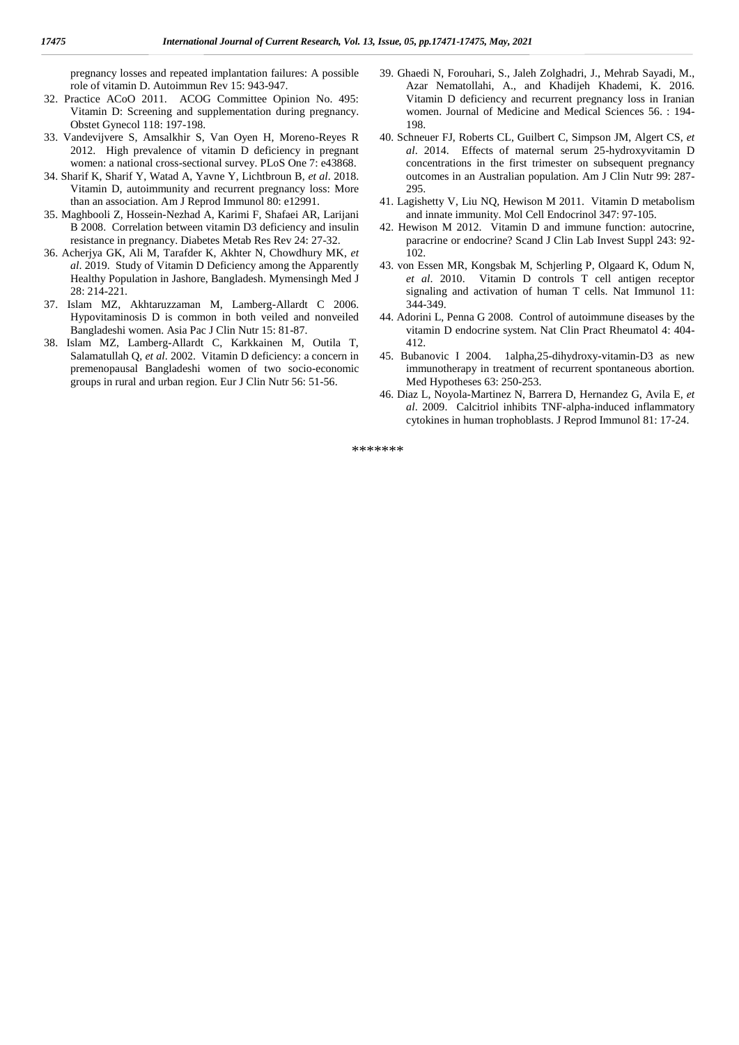pregnancy losses and repeated implantation failures: A possible role of vitamin D. Autoimmun Rev 15: 943-947.

32. Practice ACoO 2011. ACOG Committee Opinion No. 495: Vitamin D: Screening and supplementation during pregnancy. Obstet Gynecol 118: 197-198.
33. Vandevijvere S, Amsalkhir S, Van Oyen H, Moreno-Reyes R 2012. High prevalence of vitamin D deficiency in pregnant women: a national cross-sectional survey. PLoS One 7: e43868.
34. Sharif K, Sharif Y, Watad A, Yavne Y, Lichtbroun B, *et al*. 2018. Vitamin D, autoimmunity and recurrent pregnancy loss: More than an association. Am J Reprod Immunol 80: e12991.
35. Maghbooli Z, Hossein-Nezhad A, Karimi F, Shafaei AR, Larijani B 2008. Correlation between vitamin D3 deficiency and insulin resistance in pregnancy. Diabetes Metab Res Rev 24: 27-32.
36. Acherjya GK, Ali M, Tarafder K, Akhter N, Chowdhury MK, *et al*. 2019. Study of Vitamin D Deficiency among the Apparently Healthy Population in Jashore, Bangladesh. Mymensingh Med J 28: 214-221.
37. Islam MZ, Akhtaruzzaman M, Lamberg-Allardt C 2006. Hypovitaminosis D is common in both veiled and nonveiled Bangladeshi women. Asia Pac J Clin Nutr 15: 81-87.
38. Islam MZ, Lamberg-Allardt C, Karkkainen M, Outila T, Salamatullah Q, *et al*. 2002. Vitamin D deficiency: a concern in premenopausal Bangladeshi women of two socio-economic groups in rural and urban region. Eur J Clin Nutr 56: 51-56.
39. Ghaedi N, Forouhari, S., Jaleh Zolghadri, J., Mehrab Sayadi, M., Azar Nematollahi, A., and Khadijeh Khademi, K. 2016. Vitamin D deficiency and recurrent pregnancy loss in Iranian women. Journal of Medicine and Medical Sciences 56. : 194-198.
40. Schneuer FJ, Roberts CL, Guilbert C, Simpson JM, Algert CS, *et al*. 2014. Effects of maternal serum 25-hydroxyvitamin D concentrations in the first trimester on subsequent pregnancy outcomes in an Australian population. Am J Clin Nutr 99: 287-295.
41. Lagishetty V, Liu NQ, Hewison M 2011. Vitamin D metabolism and innate immunity. Mol Cell Endocrinol 347: 97-105.
42. Hewison M 2012. Vitamin D and immune function: autocrine, paracrine or endocrine? Scand J Clin Lab Invest Suppl 243: 92-102.
43. von Essen MR, Kongsbak M, Schjerling P, Olgaard K, Odum N, *et al*. 2010. Vitamin D controls T cell antigen receptor signaling and activation of human T cells. Nat Immunol 11: 344-349.
44. Adorini L, Penna G 2008. Control of autoimmune diseases by the vitamin D endocrine system. Nat Clin Pract Rheumatol 4: 404-412.
45. Bubanovic I 2004. 1alpha,25-dihydroxy-vitamin-D3 as new immunotherapy in treatment of recurrent spontaneous abortion. Med Hypotheses 63: 250-253.
46. Diaz L, Noyola-Martinez N, Barrera D, Hernandez G, Avila E, *et al*. 2009. Calcitriol inhibits TNF-alpha-induced inflammatory cytokines in human trophoblasts. J Reprod Immunol 81: 17-24.

*******